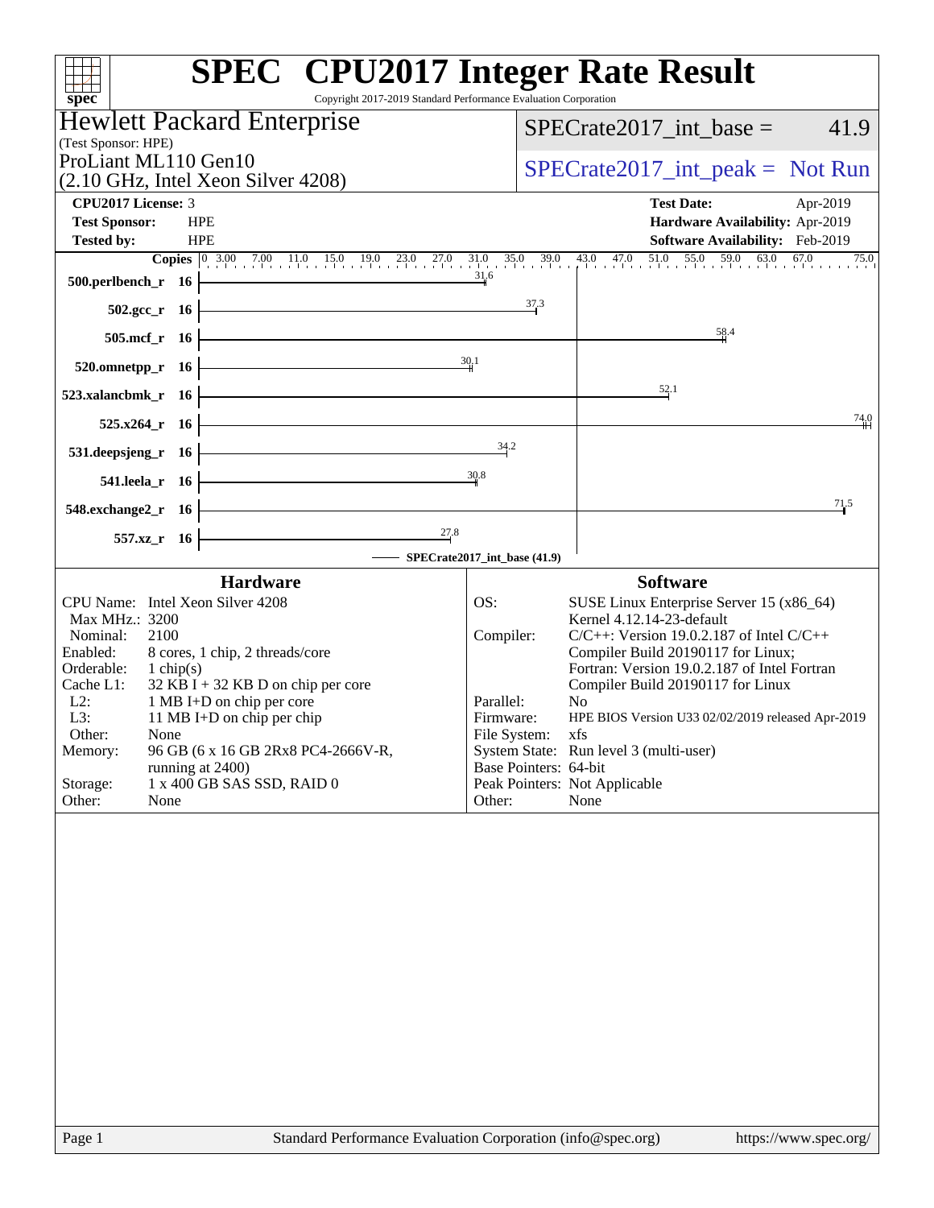# SPEC CPU2017 Integer Rate Result

Copyright 2017-2019 Standard Performance Evaluation Corporation

**Hewlett Packard Enterprise**
(Test Sponsor: HPE)

ProLiant ML110 Gen10
(2.10 GHz, Intel Xeon Silver 4208)

SPECrate2017_int_base = 41.9

SPECrate2017_int_peak = Not Run

| | | | |
|---|---|---|---|
| **CPU2017 License:** | 3 | **Test Date:** | Apr-2019 |
| **Test Sponsor:** | HPE | **Hardware Availability:** | Apr-2019 |
| **Tested by:** | HPE | **Software Availability:** | Feb-2019 |

| Benchmark | Copies | SPECrate2017_int_base (41.9) |
|---|---|---|
| 500.perlbench_r | 16 | 31.6 |
| 502.gcc_r | 16 | 37.3 |
| 505.mcf_r | 16 | 58.4 |
| 520.omnetpp_r | 16 | 30.1 |
| 523.xalancbmk_r | 16 | 52.1 |
| 525.x264_r | 16 | 74.0 |
| 531.deepsjeng_r | 16 | 34.2 |
| 541.leela_r | 16 | 30.8 |
| 548.exchange2_r | 16 | 71.5 |
| 557.xz_r | 16 | 27.8 |

## Hardware

| | |
|---|---|
| CPU Name: | Intel Xeon Silver 4208 |
| Max MHz.: | 3200 |
| Nominal: | 2100 |
| Enabled: | 8 cores, 1 chip, 2 threads/core |
| Orderable: | 1 chip(s) |
| Cache L1: | 32 KB I + 32 KB D on chip per core |
| L2: | 1 MB I+D on chip per core |
| L3: | 11 MB I+D on chip per chip |
| Other: | None |
| Memory: | 96 GB (6 x 16 GB 2Rx8 PC4-2666V-R, running at 2400) |
| Storage: | 1 x 400 GB SAS SSD, RAID 0 |
| Other: | None |

## Software

| | |
|---|---|
| OS: | SUSE Linux Enterprise Server 15 (x86_64) Kernel 4.12.14-23-default |
| Compiler: | C/C++: Version 19.0.2.187 of Intel C/C++ Compiler Build 20190117 for Linux; Fortran: Version 19.0.2.187 of Intel Fortran Compiler Build 20190117 for Linux |
| Parallel: | No |
| Firmware: | HPE BIOS Version U33 02/02/2019 released Apr-2019 |
| File System: | xfs |
| System State: | Run level 3 (multi-user) |
| Base Pointers: | 64-bit |
| Peak Pointers: | Not Applicable |
| Other: | None |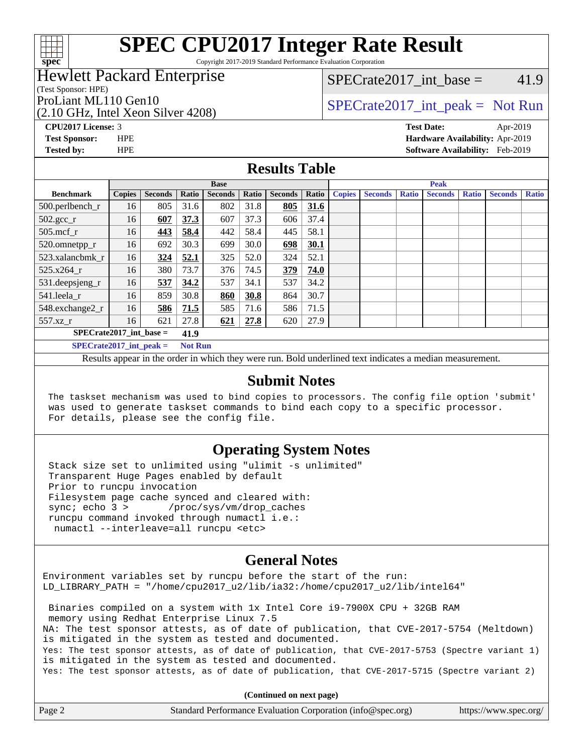# SPEC CPU2017 Integer Rate Result

Copyright 2017-2019 Standard Performance Evaluation Corporation

**Hewlett Packard Enterprise**
(Test Sponsor: HPE)
ProLiant ML110 Gen10
(2.10 GHz, Intel Xeon Silver 4208)

SPECrate2017_int_base = 41.9

SPECrate2017_int_peak = Not Run

**CPU2017 License:** 3
**Test Sponsor:** HPE
**Tested by:** HPE

**Test Date:** Apr-2019
**Hardware Availability:** Apr-2019
**Software Availability:** Feb-2019

## Results Table

| Benchmark | Base | | | | | | | Peak | | | | | | |
|---|---|---|---|---|---|---|---|---|---|---|---|---|---|---|
| | Copies | Seconds | Ratio | Seconds | Ratio | Seconds | Ratio | Copies | Seconds | Ratio | Seconds | Ratio | Seconds | Ratio |
| 500.perlbench_r | 16 | 805 | 31.6 | 802 | 31.8 | **805** | **31.6** | | | | | | | |
| 502.gcc_r | 16 | **607** | **37.3** | 607 | 37.3 | 606 | 37.4 | | | | | | | |
| 505.mcf_r | 16 | **443** | **58.4** | 442 | 58.4 | 445 | 58.1 | | | | | | | |
| 520.omnetpp_r | 16 | 692 | 30.3 | 699 | 30.0 | **698** | **30.1** | | | | | | | |
| 523.xalancbmk_r | 16 | **324** | **52.1** | 325 | 52.0 | 324 | 52.1 | | | | | | | |
| 525.x264_r | 16 | 380 | 73.7 | 376 | 74.5 | **379** | **74.0** | | | | | | | |
| 531.deepsjeng_r | 16 | **537** | **34.2** | 537 | 34.1 | 537 | 34.2 | | | | | | | |
| 541.leela_r | 16 | 859 | 30.8 | **860** | **30.8** | 864 | 30.7 | | | | | | | |
| 548.exchange2_r | 16 | **586** | **71.5** | 585 | 71.6 | 586 | 71.5 | | | | | | | |
| 557.xz_r | 16 | 621 | 27.8 | **621** | **27.8** | 620 | 27.9 | | | | | | | |

SPECrate2017_int_base = **41.9**

SPECrate2017_int_peak = **Not Run**

Results appear in the order in which they were run. Bold underlined text indicates a median measurement.

## Submit Notes

```
The taskset mechanism was used to bind copies to processors. The config file option 'submit'
was used to generate taskset commands to bind each copy to a specific processor.
For details, please see the config file.
```

## Operating System Notes

```
Stack size set to unlimited using "ulimit -s unlimited"
Transparent Huge Pages enabled by default
Prior to runcpu invocation
Filesystem page cache synced and cleared with:
sync; echo 3 >       /proc/sys/vm/drop_caches
runcpu command invoked through numactl i.e.:
 numactl --interleave=all runcpu <etc>
```

## General Notes

```
Environment variables set by runcpu before the start of the run:
LD_LIBRARY_PATH = "/home/cpu2017_u2/lib/ia32:/home/cpu2017_u2/lib/intel64"

 Binaries compiled on a system with 1x Intel Core i9-7900X CPU + 32GB RAM
 memory using Redhat Enterprise Linux 7.5
NA: The test sponsor attests, as of date of publication, that CVE-2017-5754 (Meltdown)
is mitigated in the system as tested and documented.
Yes: The test sponsor attests, as of date of publication, that CVE-2017-5753 (Spectre variant 1)
is mitigated in the system as tested and documented.
Yes: The test sponsor attests, as of date of publication, that CVE-2017-5715 (Spectre variant 2)
```

**(Continued on next page)**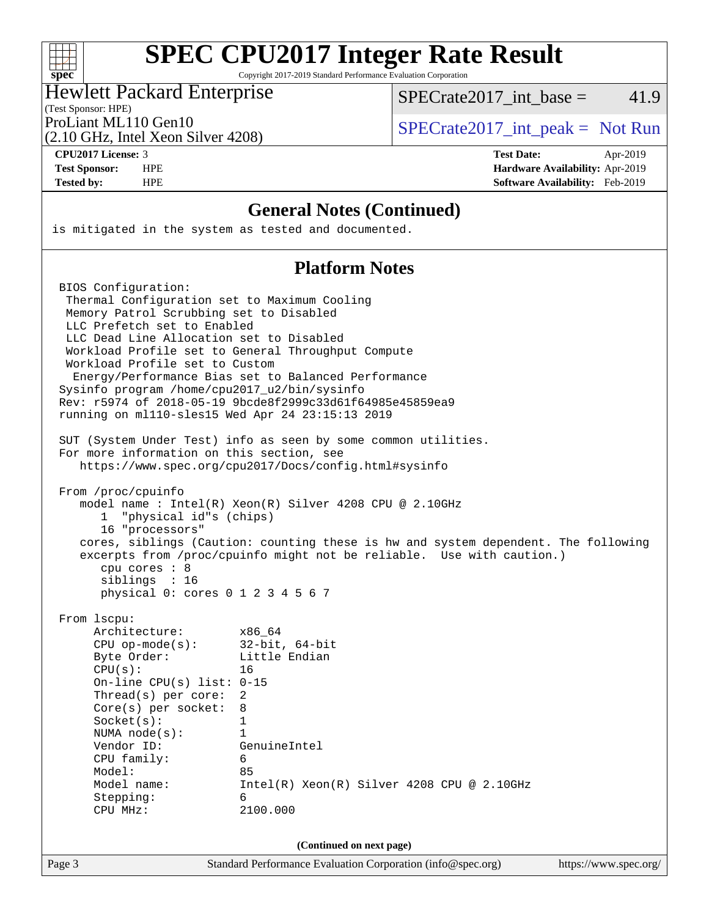# SPEC CPU2017 Integer Rate Result

Copyright 2017-2019 Standard Performance Evaluation Corporation

**Hewlett Packard Enterprise**
(Test Sponsor: HPE)
ProLiant ML110 Gen10
(2.10 GHz, Intel Xeon Silver 4208)

SPECrate2017_int_base = 41.9

SPECrate2017_int_peak = Not Run

| | | | |
|---|---|---|---|
| **CPU2017 License:** | 3 | **Test Date:** | Apr-2019 |
| **Test Sponsor:** | HPE | **Hardware Availability:** | Apr-2019 |
| **Tested by:** | HPE | **Software Availability:** | Feb-2019 |

## General Notes (Continued)

```
is mitigated in the system as tested and documented.
```

## Platform Notes

```
BIOS Configuration:
 Thermal Configuration set to Maximum Cooling
 Memory Patrol Scrubbing set to Disabled
 LLC Prefetch set to Enabled
 LLC Dead Line Allocation set to Disabled
 Workload Profile set to General Throughput Compute
 Workload Profile set to Custom
  Energy/Performance Bias set to Balanced Performance
Sysinfo program /home/cpu2017_u2/bin/sysinfo
Rev: r5974 of 2018-05-19 9bcde8f2999c33d61f64985e45859ea9
running on ml110-sles15 Wed Apr 24 23:15:13 2019

SUT (System Under Test) info as seen by some common utilities.
For more information on this section, see
   https://www.spec.org/cpu2017/Docs/config.html#sysinfo

From /proc/cpuinfo
   model name : Intel(R) Xeon(R) Silver 4208 CPU @ 2.10GHz
      1  "physical id"s (chips)
      16 "processors"
   cores, siblings (Caution: counting these is hw and system dependent. The following
   excerpts from /proc/cpuinfo might not be reliable.  Use with caution.)
      cpu cores : 8
      siblings  : 16
      physical 0: cores 0 1 2 3 4 5 6 7

From lscpu:
     Architecture:        x86_64
     CPU op-mode(s):      32-bit, 64-bit
     Byte Order:          Little Endian
     CPU(s):              16
     On-line CPU(s) list: 0-15
     Thread(s) per core:  2
     Core(s) per socket:  8
     Socket(s):           1
     NUMA node(s):        1
     Vendor ID:           GenuineIntel
     CPU family:          6
     Model:               85
     Model name:          Intel(R) Xeon(R) Silver 4208 CPU @ 2.10GHz
     Stepping:            6
     CPU MHz:             2100.000
```

(Continued on next page)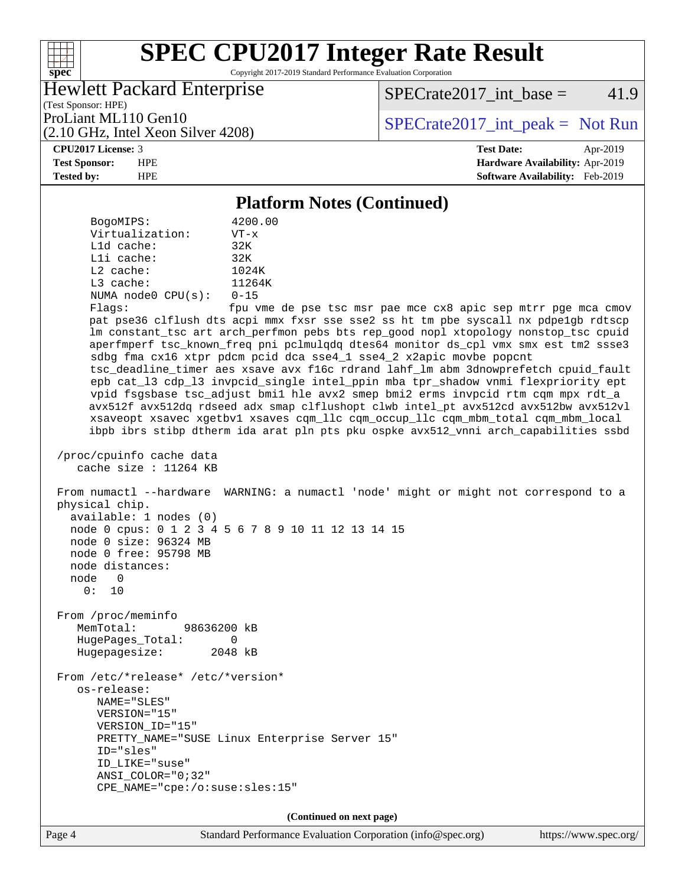# SPEC CPU2017 Integer Rate Result

Copyright 2017-2019 Standard Performance Evaluation Corporation

**Hewlett Packard Enterprise**
(Test Sponsor: HPE)
ProLiant ML110 Gen10
(2.10 GHz, Intel Xeon Silver 4208)

SPECrate2017_int_base = 41.9

SPECrate2017_int_peak = Not Run

**CPU2017 License:** 3
**Test Sponsor:** HPE
**Tested by:** HPE

**Test Date:** Apr-2019
**Hardware Availability:** Apr-2019
**Software Availability:** Feb-2019

## Platform Notes (Continued)

```
      BogoMIPS:             4200.00
      Virtualization:       VT-x
      L1d cache:            32K
      L1i cache:            32K
      L2 cache:             1024K
      L3 cache:             11264K
      NUMA node0 CPU(s):    0-15
      Flags:                fpu vme de pse tsc msr pae mce cx8 apic sep mtrr pge mca cmov
      pat pse36 clflush dts acpi mmx fxsr sse sse2 ss ht tm pbe syscall nx pdpe1gb rdtscp
      lm constant_tsc art arch_perfmon pebs bts rep_good nopl xtopology nonstop_tsc cpuid
      aperfmperf tsc_known_freq pni pclmulqdq dtes64 monitor ds_cpl vmx smx est tm2 ssse3
      sdbg fma cx16 xtpr pdcm pcid dca sse4_1 sse4_2 x2apic movbe popcnt
      tsc_deadline_timer aes xsave avx f16c rdrand lahf_lm abm 3dnowprefetch cpuid_fault
      epb cat_l3 cdp_l3 invpcid_single intel_ppin mba tpr_shadow vnmi flexpriority ept
      vpid fsgsbase tsc_adjust bmi1 hle avx2 smep bmi2 erms invpcid rtm cqm mpx rdt_a
      avx512f avx512dq rdseed adx smap clflushopt clwb intel_pt avx512cd avx512bw avx512vl
      xsaveopt xsavec xgetbv1 xsaves cqm_llc cqm_occup_llc cqm_mbm_total cqm_mbm_local
      ibpb ibrs stibp dtherm ida arat pln pts pku ospke avx512_vnni arch_capabilities ssbd

 /proc/cpuinfo cache data
    cache size : 11264 KB

 From numactl --hardware  WARNING: a numactl 'node' might or might not correspond to a
 physical chip.
   available: 1 nodes (0)
   node 0 cpus: 0 1 2 3 4 5 6 7 8 9 10 11 12 13 14 15
   node 0 size: 96324 MB
   node 0 free: 95798 MB
   node distances:
   node   0
     0:  10

 From /proc/meminfo
    MemTotal:       98636200 kB
    HugePages_Total:       0
    Hugepagesize:       2048 kB

 From /etc/*release* /etc/*version*
    os-release:
       NAME="SLES"
       VERSION="15"
       VERSION_ID="15"
       PRETTY_NAME="SUSE Linux Enterprise Server 15"
       ID="sles"
       ID_LIKE="suse"
       ANSI_COLOR="0;32"
       CPE_NAME="cpe:/o:suse:sles:15"
```

**(Continued on next page)**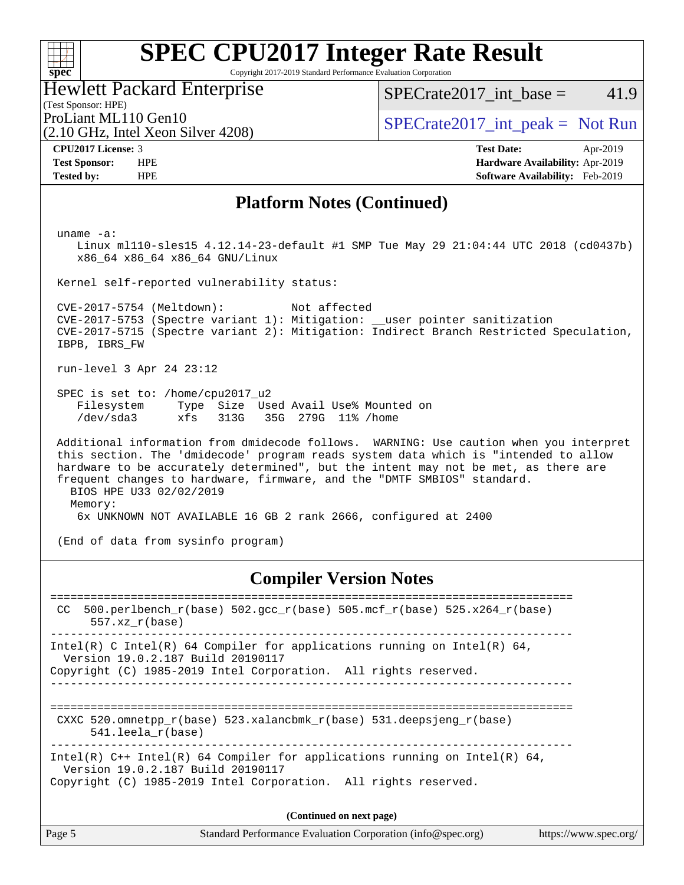# SPEC CPU2017 Integer Rate Result

Copyright 2017-2019 Standard Performance Evaluation Corporation

**Hewlett Packard Enterprise**
(Test Sponsor: HPE)
ProLiant ML110 Gen10
(2.10 GHz, Intel Xeon Silver 4208)

SPECrate2017_int_base = 41.9

SPECrate2017_int_peak = Not Run

**CPU2017 License:** 3
**Test Sponsor:** HPE
**Tested by:** HPE

**Test Date:** Apr-2019
**Hardware Availability:** Apr-2019
**Software Availability:** Feb-2019

## Platform Notes (Continued)

```
uname -a:
   Linux ml110-sles15 4.12.14-23-default #1 SMP Tue May 29 21:04:44 UTC 2018 (cd0437b)
   x86_64 x86_64 x86_64 GNU/Linux

Kernel self-reported vulnerability status:

CVE-2017-5754 (Meltdown):          Not affected
CVE-2017-5753 (Spectre variant 1): Mitigation: __user pointer sanitization
CVE-2017-5715 (Spectre variant 2): Mitigation: Indirect Branch Restricted Speculation,
IBPB, IBRS_FW

run-level 3 Apr 24 23:12

SPEC is set to: /home/cpu2017_u2
   Filesystem     Type  Size  Used Avail Use% Mounted on
   /dev/sda3      xfs   313G   35G  279G  11% /home

Additional information from dmidecode follows.  WARNING: Use caution when you interpret
this section. The 'dmidecode' program reads system data which is "intended to allow
hardware to be accurately determined", but the intent may not be met, as there are
frequent changes to hardware, firmware, and the "DMTF SMBIOS" standard.
  BIOS HPE U33 02/02/2019
  Memory:
   6x UNKNOWN NOT AVAILABLE 16 GB 2 rank 2666, configured at 2400

(End of data from sysinfo program)
```

## Compiler Version Notes

```
==============================================================================
 CC  500.perlbench_r(base) 502.gcc_r(base) 505.mcf_r(base) 525.x264_r(base)
      557.xz_r(base)
------------------------------------------------------------------------------
Intel(R) C Intel(R) 64 Compiler for applications running on Intel(R) 64,
  Version 19.0.2.187 Build 20190117
Copyright (C) 1985-2019 Intel Corporation.  All rights reserved.
------------------------------------------------------------------------------

==============================================================================
 CXXC 520.omnetpp_r(base) 523.xalancbmk_r(base) 531.deepsjeng_r(base)
      541.leela_r(base)
------------------------------------------------------------------------------
Intel(R) C++ Intel(R) 64 Compiler for applications running on Intel(R) 64,
  Version 19.0.2.187 Build 20190117
Copyright (C) 1985-2019 Intel Corporation.  All rights reserved.
```

(Continued on next page)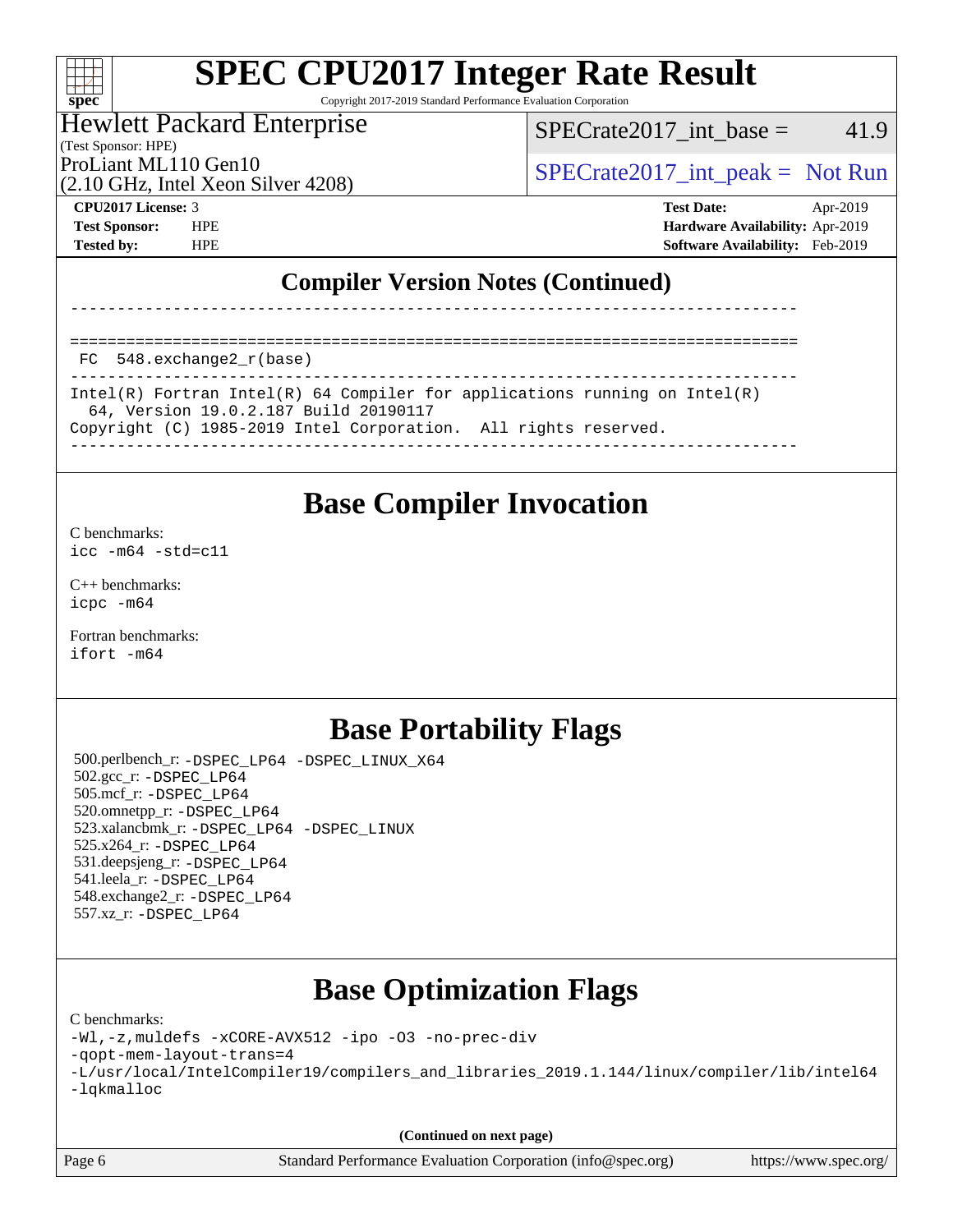## Compiler Version Notes (Continued)

```
------------------------------------------------------------------------------

==============================================================================
 FC  548.exchange2_r(base)
------------------------------------------------------------------------------
Intel(R) Fortran Intel(R) 64 Compiler for applications running on Intel(R)
  64, Version 19.0.2.187 Build 20190117
Copyright (C) 1985-2019 Intel Corporation.  All rights reserved.
------------------------------------------------------------------------------
```

## Base Compiler Invocation

C benchmarks:
`icc -m64 -std=c11`

C++ benchmarks:
`icpc -m64`

Fortran benchmarks:
`ifort -m64`

## Base Portability Flags

500.perlbench_r: -DSPEC_LP64 -DSPEC_LINUX_X64
502.gcc_r: -DSPEC_LP64
505.mcf_r: -DSPEC_LP64
520.omnetpp_r: -DSPEC_LP64
523.xalancbmk_r: -DSPEC_LP64 -DSPEC_LINUX
525.x264_r: -DSPEC_LP64
531.deepsjeng_r: -DSPEC_LP64
541.leela_r: -DSPEC_LP64
548.exchange2_r: -DSPEC_LP64
557.xz_r: -DSPEC_LP64

## Base Optimization Flags

C benchmarks:
```
-Wl,-z,muldefs -xCORE-AVX512 -ipo -O3 -no-prec-div
-qopt-mem-layout-trans=4
-L/usr/local/IntelCompiler19/compilers_and_libraries_2019.1.144/linux/compiler/lib/intel64
-lqkmalloc
```

(Continued on next page)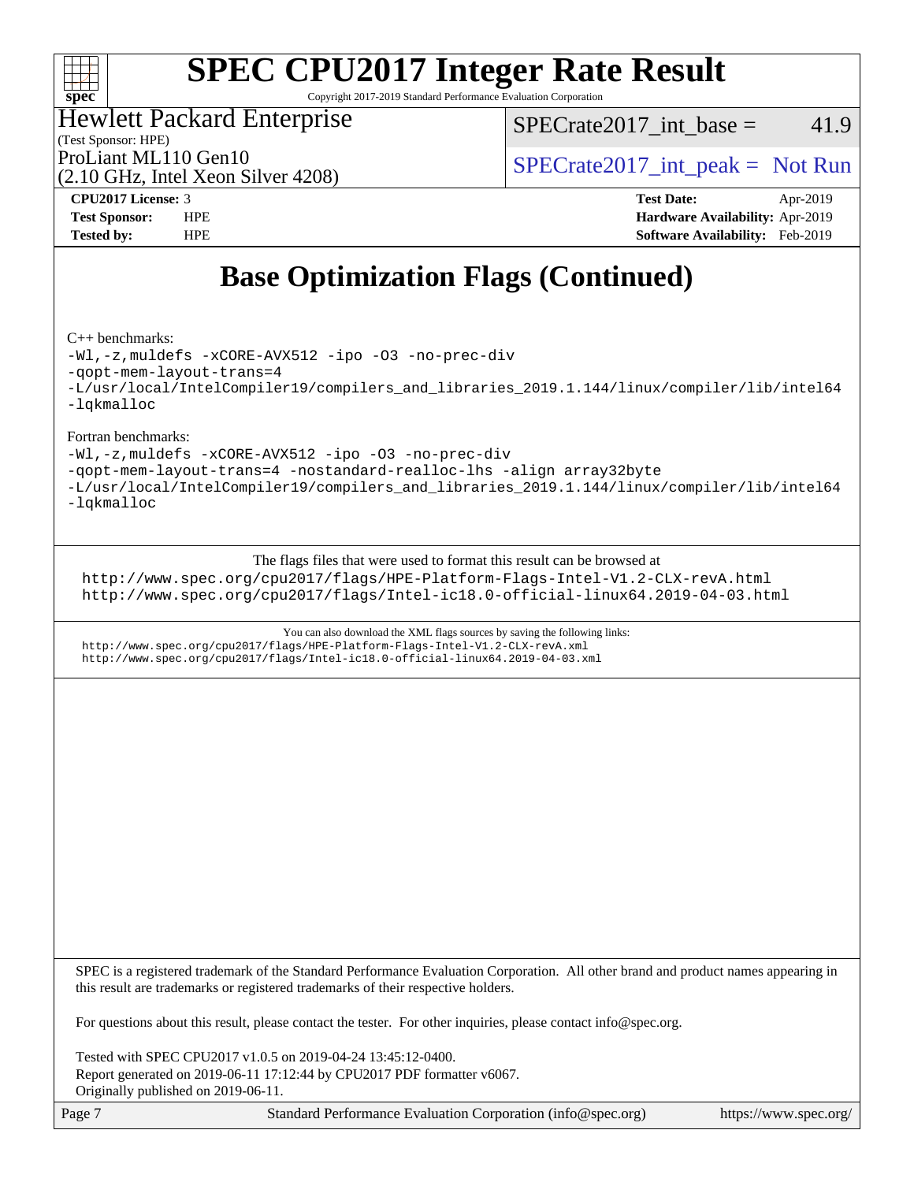# Base Optimization Flags (Continued)

C++ benchmarks:

```
-Wl,-z,muldefs -xCORE-AVX512 -ipo -O3 -no-prec-div
-qopt-mem-layout-trans=4
-L/usr/local/IntelCompiler19/compilers_and_libraries_2019.1.144/linux/compiler/lib/intel64
-lqkmalloc
```

Fortran benchmarks:

```
-Wl,-z,muldefs -xCORE-AVX512 -ipo -O3 -no-prec-div
-qopt-mem-layout-trans=4 -nostandard-realloc-lhs -align array32byte
-L/usr/local/IntelCompiler19/compilers_and_libraries_2019.1.144/linux/compiler/lib/intel64
-lqkmalloc
```

The flags files that were used to format this result can be browsed at

http://www.spec.org/cpu2017/flags/HPE-Platform-Flags-Intel-V1.2-CLX-revA.html
http://www.spec.org/cpu2017/flags/Intel-ic18.0-official-linux64.2019-04-03.html

You can also download the XML flags sources by saving the following links:

http://www.spec.org/cpu2017/flags/HPE-Platform-Flags-Intel-V1.2-CLX-revA.xml
http://www.spec.org/cpu2017/flags/Intel-ic18.0-official-linux64.2019-04-03.xml

SPEC is a registered trademark of the Standard Performance Evaluation Corporation. All other brand and product names appearing in this result are trademarks or registered trademarks of their respective holders.

For questions about this result, please contact the tester. For other inquiries, please contact info@spec.org.

Tested with SPEC CPU2017 v1.0.5 on 2019-04-24 13:45:12-0400.
Report generated on 2019-06-11 17:12:44 by CPU2017 PDF formatter v6067.
Originally published on 2019-06-11.